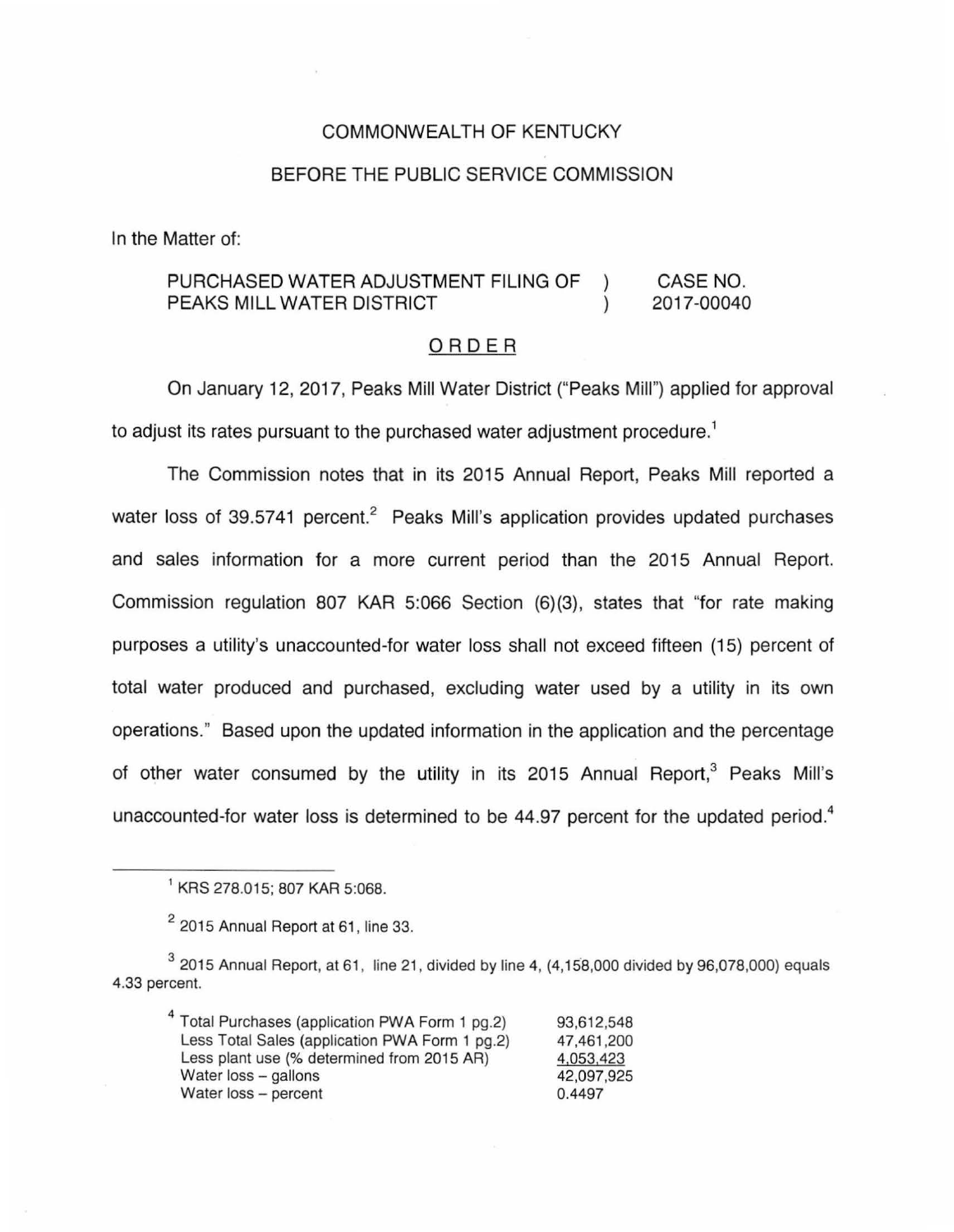COMMONWEALTH OF KENTUCKY

BEFORE THE PUBLIC SERVICE COMMISSION

In the Matter of:

| | | |
|---|---|---|
| PURCHASED WATER ADJUSTMENT FILING OF PEAKS MILL WATER DISTRICT | ) ) | CASE NO. 2017-00040 |

## ORDER

On January 12, 2017, Peaks Mill Water District ("Peaks Mill") applied for approval to adjust its rates pursuant to the purchased water adjustment procedure.[1]

The Commission notes that in its 2015 Annual Report, Peaks Mill reported a water loss of 39.5741 percent.[2] Peaks Mill's application provides updated purchases and sales information for a more current period than the 2015 Annual Report. Commission regulation 807 KAR 5:066 Section (6)(3), states that "for rate making purposes a utility's unaccounted-for water loss shall not exceed fifteen (15) percent of total water produced and purchased, excluding water used by a utility in its own operations." Based upon the updated information in the application and the percentage of other water consumed by the utility in its 2015 Annual Report,[3] Peaks Mill's unaccounted-for water loss is determined to be 44.97 percent for the updated period.[4]

---

[1] KRS 278.015; 807 KAR 5:068.

[2] 2015 Annual Report at 61, line 33.

[3] 2015 Annual Report, at 61, line 21, divided by line 4, (4,158,000 divided by 96,078,000) equals 4.33 percent.

[4]

| | |
|---|---|
| Total Purchases (application PWA Form 1 pg.2) | 93,612,548 |
| Less Total Sales (application PWA Form 1 pg.2) | 47,461,200 |
| Less plant use (% determined from 2015 AR) | 4,053,423 |
| Water loss – gallons | 42,097,925 |
| Water loss – percent | 0.4497 |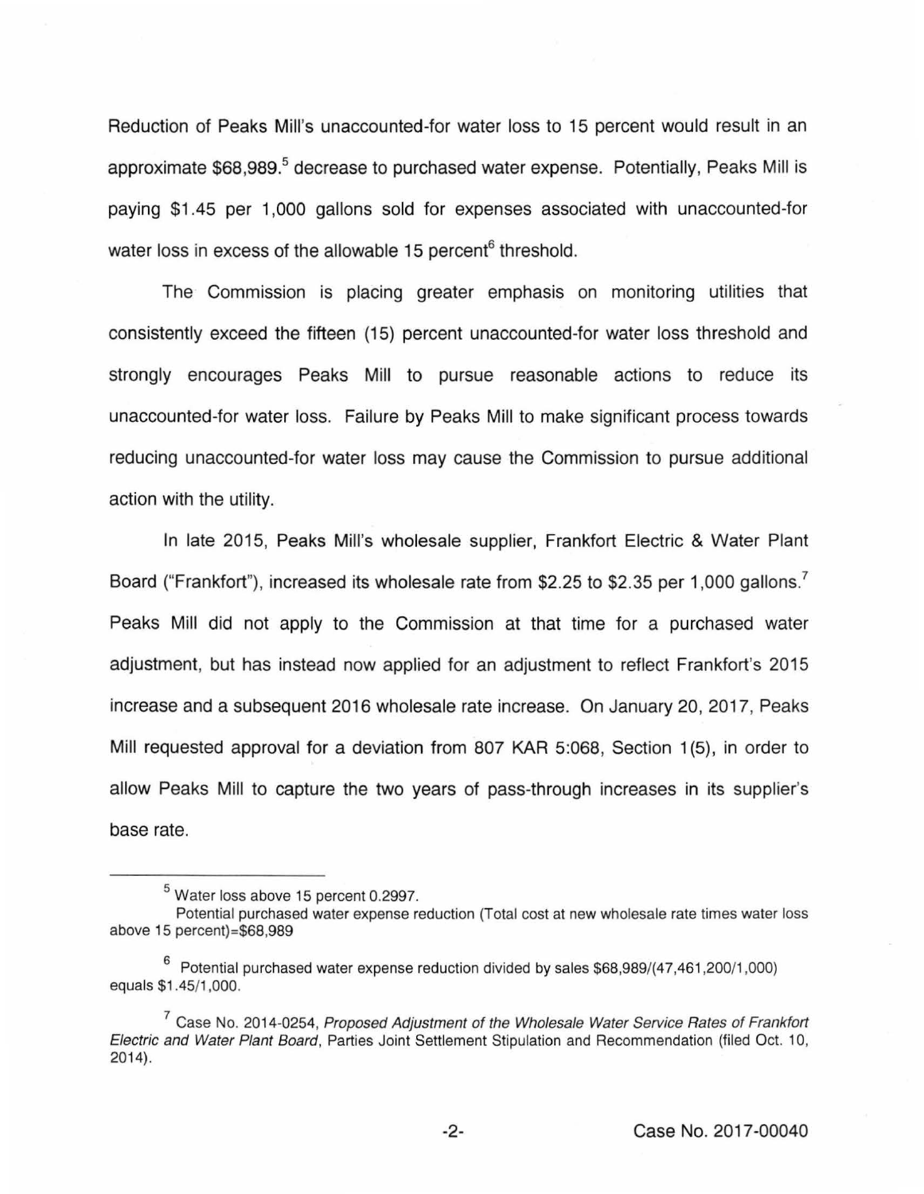Reduction of Peaks Mill's unaccounted-for water loss to 15 percent would result in an approximate \$68,989.[5] decrease to purchased water expense. Potentially, Peaks Mill is paying \$1.45 per 1,000 gallons sold for expenses associated with unaccounted-for water loss in excess of the allowable 15 percent[6] threshold.

The Commission is placing greater emphasis on monitoring utilities that consistently exceed the fifteen (15) percent unaccounted-for water loss threshold and strongly encourages Peaks Mill to pursue reasonable actions to reduce its unaccounted-for water loss. Failure by Peaks Mill to make significant process towards reducing unaccounted-for water loss may cause the Commission to pursue additional action with the utility.

In late 2015, Peaks Mill's wholesale supplier, Frankfort Electric & Water Plant Board ("Frankfort"), increased its wholesale rate from \$2.25 to \$2.35 per 1,000 gallons.[7] Peaks Mill did not apply to the Commission at that time for a purchased water adjustment, but has instead now applied for an adjustment to reflect Frankfort's 2015 increase and a subsequent 2016 wholesale rate increase. On January 20, 2017, Peaks Mill requested approval for a deviation from 807 KAR 5:068, Section 1(5), in order to allow Peaks Mill to capture the two years of pass-through increases in its supplier's base rate.

---

[5] Water loss above 15 percent 0.2997.
Potential purchased water expense reduction (Total cost at new wholesale rate times water loss above 15 percent)=\$68,989

[6] Potential purchased water expense reduction divided by sales \$68,989/(47,461,200/1,000) equals \$1.45/1,000.

[7] Case No. 2014-0254, *Proposed Adjustment of the Wholesale Water Service Rates of Frankfort Electric and Water Plant Board*, Parties Joint Settlement Stipulation and Recommendation (filed Oct. 10, 2014).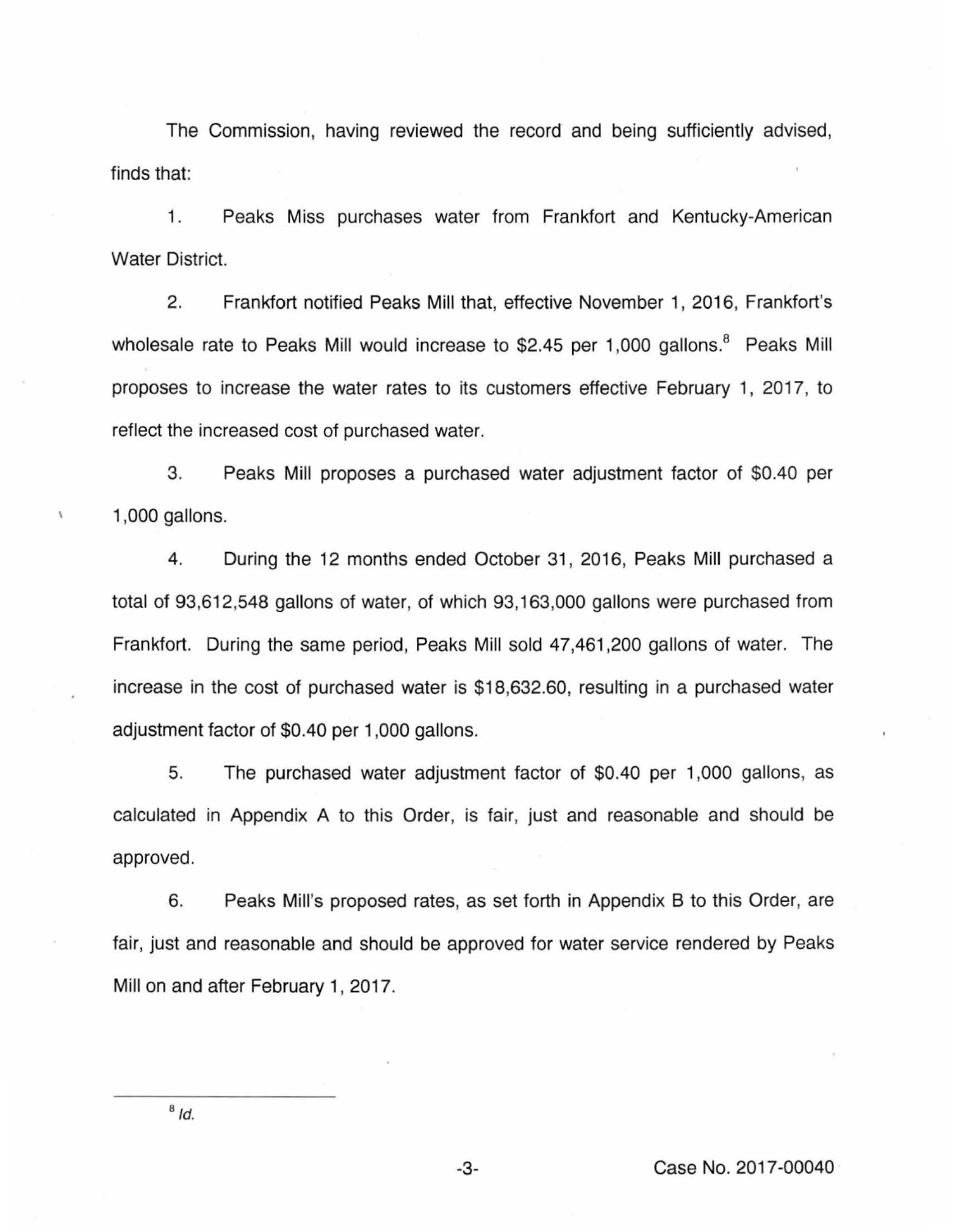The Commission, having reviewed the record and being sufficiently advised, finds that:

1. Peaks Miss purchases water from Frankfort and Kentucky-American Water District.

2. Frankfort notified Peaks Mill that, effective November 1, 2016, Frankfort's wholesale rate to Peaks Mill would increase to $2.45 per 1,000 gallons.[8] Peaks Mill proposes to increase the water rates to its customers effective February 1, 2017, to reflect the increased cost of purchased water.

3. Peaks Mill proposes a purchased water adjustment factor of $0.40 per 1,000 gallons.

4. During the 12 months ended October 31, 2016, Peaks Mill purchased a total of 93,612,548 gallons of water, of which 93,163,000 gallons were purchased from Frankfort. During the same period, Peaks Mill sold 47,461,200 gallons of water. The increase in the cost of purchased water is $18,632.60, resulting in a purchased water adjustment factor of $0.40 per 1,000 gallons.

5. The purchased water adjustment factor of $0.40 per 1,000 gallons, as calculated in Appendix A to this Order, is fair, just and reasonable and should be approved.

6. Peaks Mill's proposed rates, as set forth in Appendix B to this Order, are fair, just and reasonable and should be approved for water service rendered by Peaks Mill on and after February 1, 2017.

---

[8] *Id.*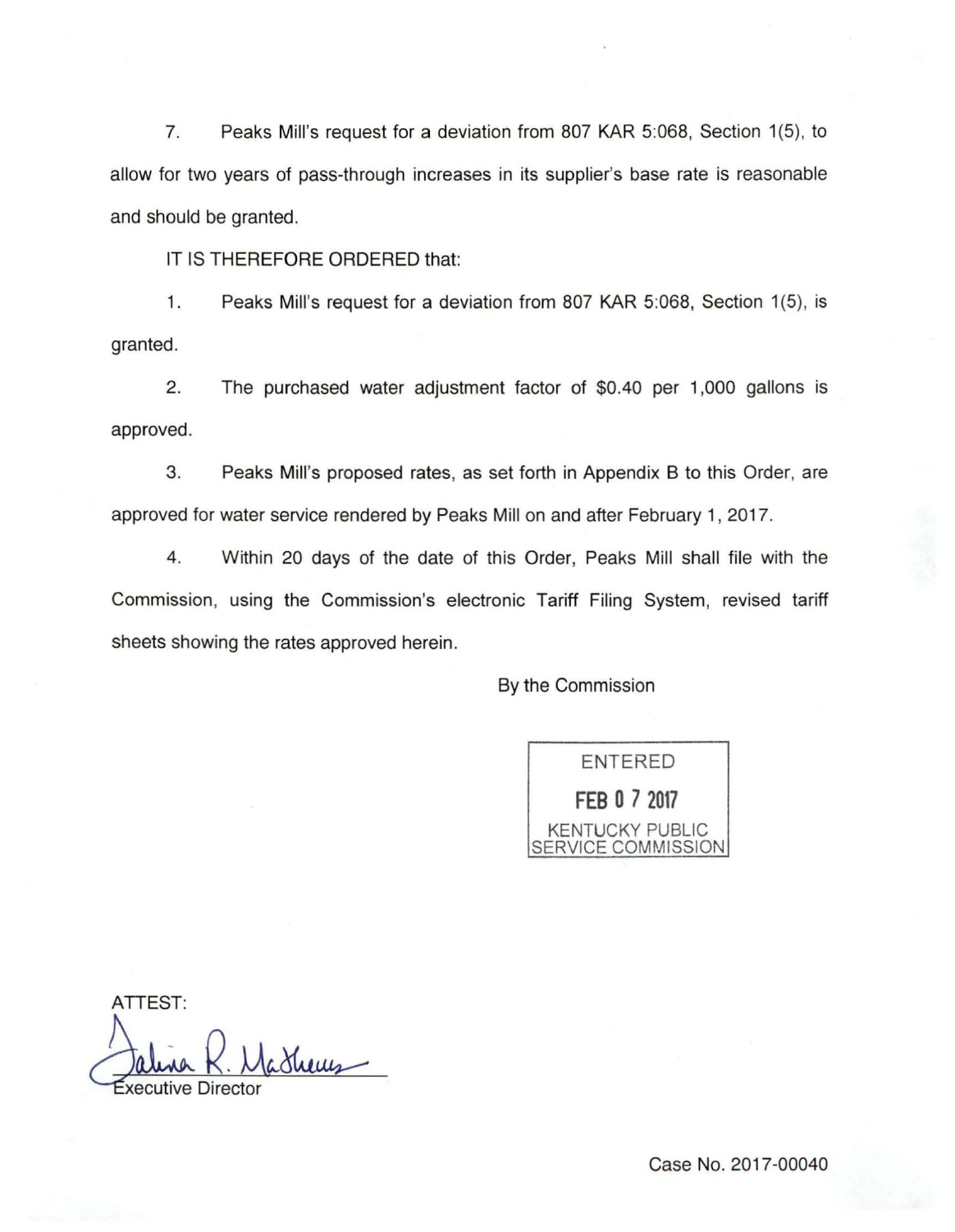7. Peaks Mill's request for a deviation from 807 KAR 5:068, Section 1(5), to allow for two years of pass-through increases in its supplier's base rate is reasonable and should be granted.

IT IS THEREFORE ORDERED that:

1. Peaks Mill's request for a deviation from 807 KAR 5:068, Section 1(5), is granted.

2. The purchased water adjustment factor of $0.40 per 1,000 gallons is approved.

3. Peaks Mill's proposed rates, as set forth in Appendix B to this Order, are approved for water service rendered by Peaks Mill on and after February 1, 2017.

4. Within 20 days of the date of this Order, Peaks Mill shall file with the Commission, using the Commission's electronic Tariff Filing System, revised tariff sheets showing the rates approved herein.

By the Commission

ENTERED
FEB 07 2017
KENTUCKY PUBLIC SERVICE COMMISSION

ATTEST:

Talina R. Mathews
Executive Director

Case No. 2017-00040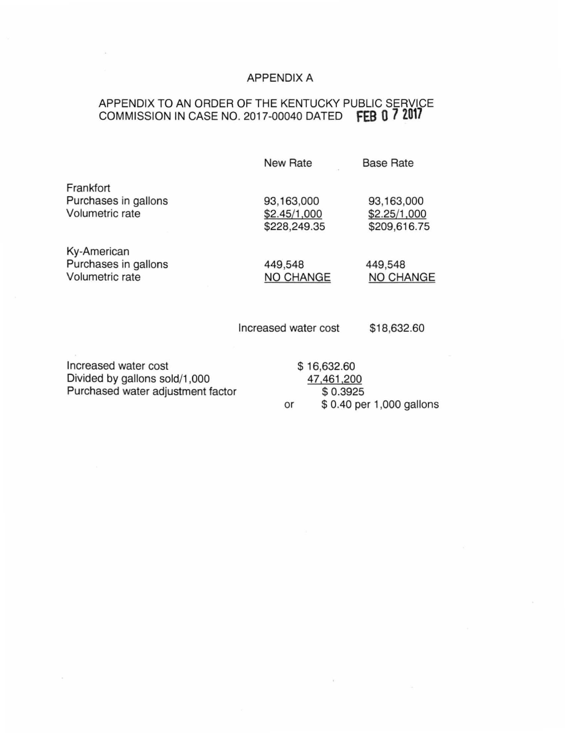APPENDIX A

APPENDIX TO AN ORDER OF THE KENTUCKY PUBLIC SERVICE COMMISSION IN CASE NO. 2017-00040 DATED FEB 07 2017

| | New Rate | Base Rate |
|---|---|---|
| Frankfort | | |
| Purchases in gallons | 93,163,000 | 93,163,000 |
| Volumetric rate | $2.45/1,000 | $2.25/1,000 |
| | $228,249.35 | $209,616.75 |
| Ky-American | | |
| Purchases in gallons | 449,548 | 449,548 |
| Volumetric rate | NO CHANGE | NO CHANGE |
| | Increased water cost | $18,632.60 |

| | |
|---|---|
| Increased water cost | $ 16,632.60 |
| Divided by gallons sold/1,000 | 47,461,200 |
| Purchased water adjustment factor | $ 0.3925 |
| | or $ 0.40 per 1,000 gallons |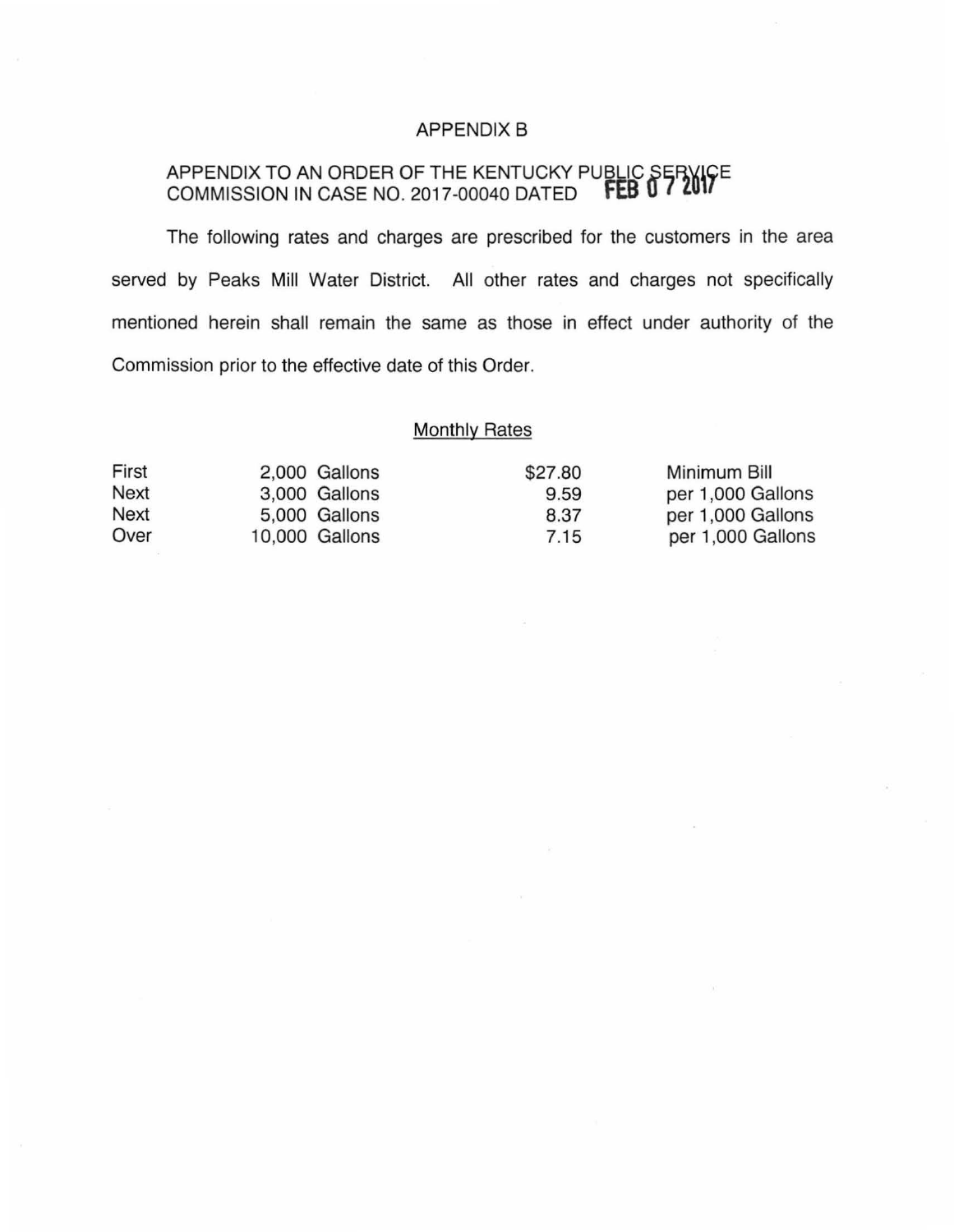# APPENDIX B

APPENDIX TO AN ORDER OF THE KENTUCKY PUBLIC SERVICE COMMISSION IN CASE NO. 2017-00040 DATED FEB 07 2017

The following rates and charges are prescribed for the customers in the area served by Peaks Mill Water District. All other rates and charges not specifically mentioned herein shall remain the same as those in effect under authority of the Commission prior to the effective date of this Order.

## Monthly Rates

| | | | |
|---|---|---|---|
| First | 2,000 Gallons | $27.80 | Minimum Bill |
| Next | 3,000 Gallons | 9.59 | per 1,000 Gallons |
| Next | 5,000 Gallons | 8.37 | per 1,000 Gallons |
| Over | 10,000 Gallons | 7.15 | per 1,000 Gallons |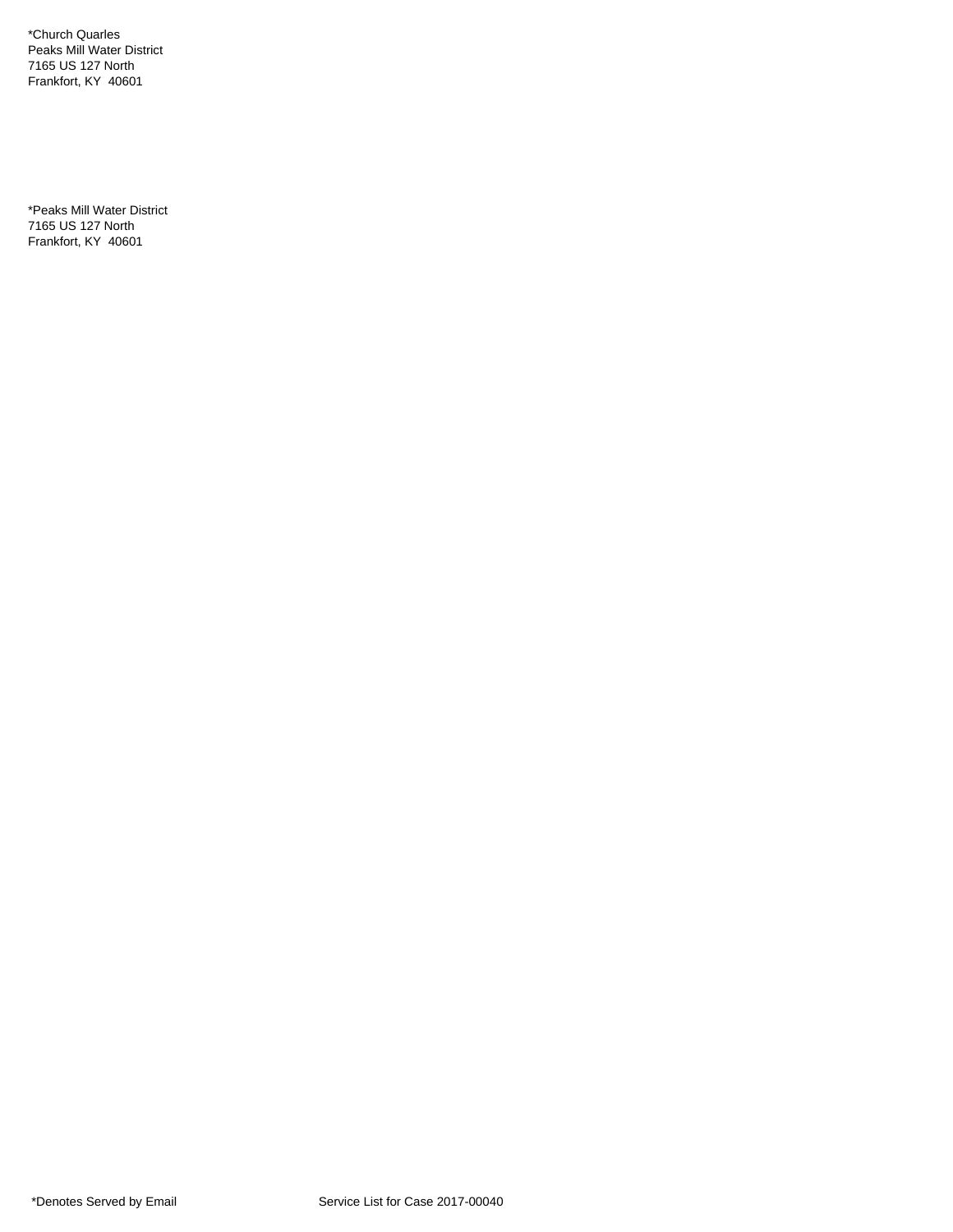*Church Quarles
Peaks Mill Water District
7165 US 127 North
Frankfort, KY  40601

*Peaks Mill Water District
7165 US 127 North
Frankfort, KY  40601

*Denotes Served by Email

Service List for Case 2017-00040